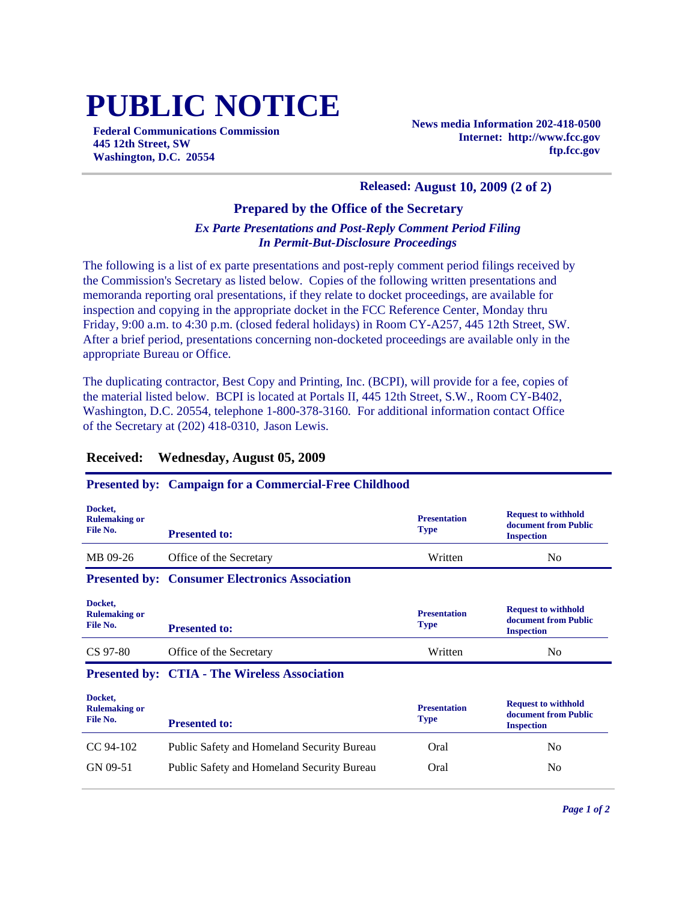# PUBLIC NOTICE

**Federal Communications Commission**
**445 12th Street, SW**
**Washington, D.C. 20554**

**News media Information 202-418-0500**
**Internet: http://www.fcc.gov**
**ftp.fcc.gov**

**Released: August 10, 2009 (2 of 2)**

### Prepared by the Office of the Secretary

***Ex Parte Presentations and Post-Reply Comment Period Filing In Permit-But-Disclosure Proceedings***

The following is a list of ex parte presentations and post-reply comment period filings received by the Commission's Secretary as listed below. Copies of the following written presentations and memoranda reporting oral presentations, if they relate to docket proceedings, are available for inspection and copying in the appropriate docket in the FCC Reference Center, Monday thru Friday, 9:00 a.m. to 4:30 p.m. (closed federal holidays) in Room CY-A257, 445 12th Street, SW. After a brief period, presentations concerning non-docketed proceedings are available only in the appropriate Bureau or Office.

The duplicating contractor, Best Copy and Printing, Inc. (BCPI), will provide for a fee, copies of the material listed below. BCPI is located at Portals II, 445 12th Street, S.W., Room CY-B402, Washington, D.C. 20554, telephone 1-800-378-3160. For additional information contact Office of the Secretary at (202) 418-0310, Jason Lewis.

## Received: Wednesday, August 05, 2009

**Presented by: Campaign for a Commercial-Free Childhood**

| Docket, Rulemaking or File No. | Presented to: | Presentation Type | Request to withhold document from Public Inspection |
|---|---|---|---|
| MB 09-26 | Office of the Secretary | Written | No |

**Presented by: Consumer Electronics Association**

| Docket, Rulemaking or File No. | Presented to: | Presentation Type | Request to withhold document from Public Inspection |
|---|---|---|---|
| CS 97-80 | Office of the Secretary | Written | No |

**Presented by: CTIA - The Wireless Association**

| Docket, Rulemaking or File No. | Presented to: | Presentation Type | Request to withhold document from Public Inspection |
|---|---|---|---|
| CC 94-102 | Public Safety and Homeland Security Bureau | Oral | No |
| GN 09-51 | Public Safety and Homeland Security Bureau | Oral | No |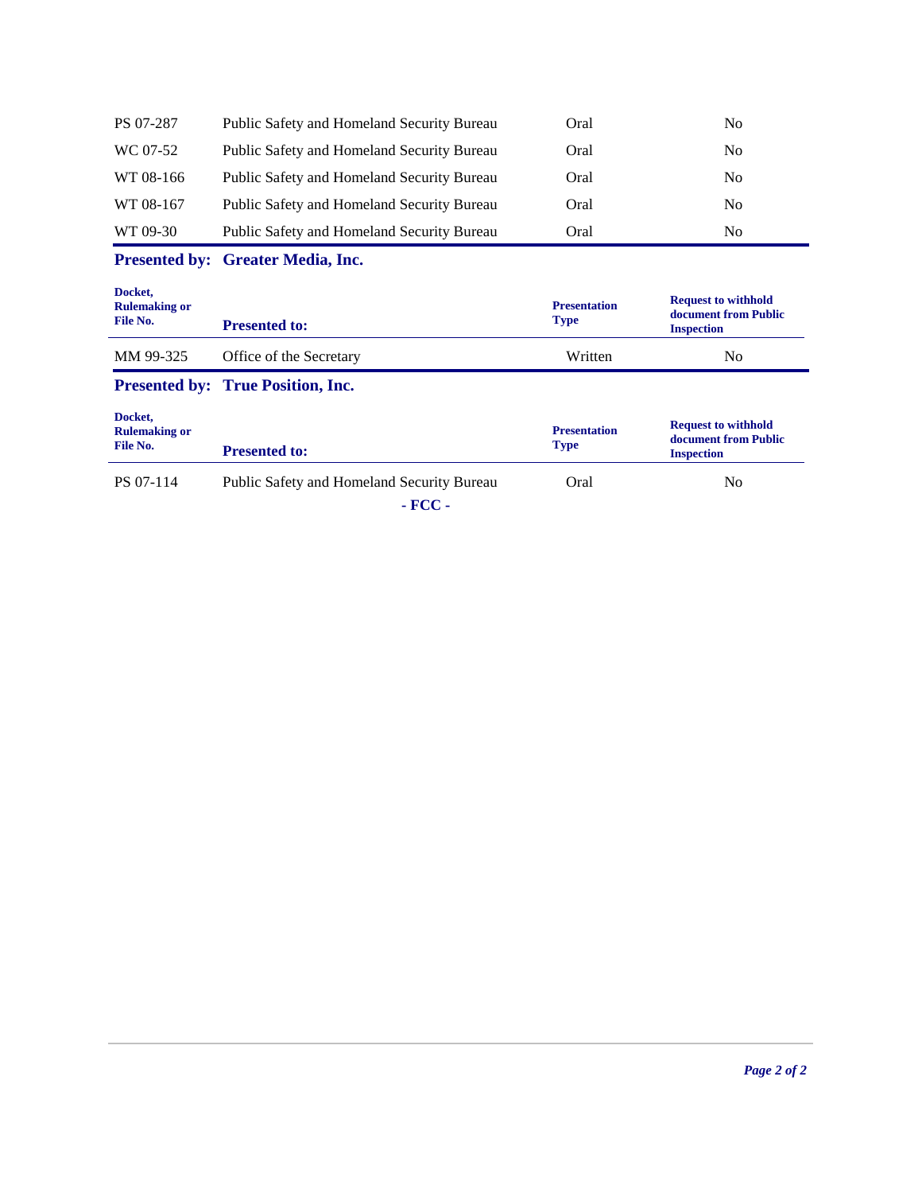| | | | |
|---|---|---|---|
| PS 07-287 | Public Safety and Homeland Security Bureau | Oral | No |
| WC 07-52 | Public Safety and Homeland Security Bureau | Oral | No |
| WT 08-166 | Public Safety and Homeland Security Bureau | Oral | No |
| WT 08-167 | Public Safety and Homeland Security Bureau | Oral | No |
| WT 09-30 | Public Safety and Homeland Security Bureau | Oral | No |

## Presented by: Greater Media, Inc.

| Docket, Rulemaking or File No. | Presented to: | Presentation Type | Request to withhold document from Public Inspection |
|---|---|---|---|
| MM 99-325 | Office of the Secretary | Written | No |

## Presented by: True Position, Inc.

| Docket, Rulemaking or File No. | Presented to: | Presentation Type | Request to withhold document from Public Inspection |
|---|---|---|---|
| PS 07-114 | Public Safety and Homeland Security Bureau | Oral | No |

**- FCC -**